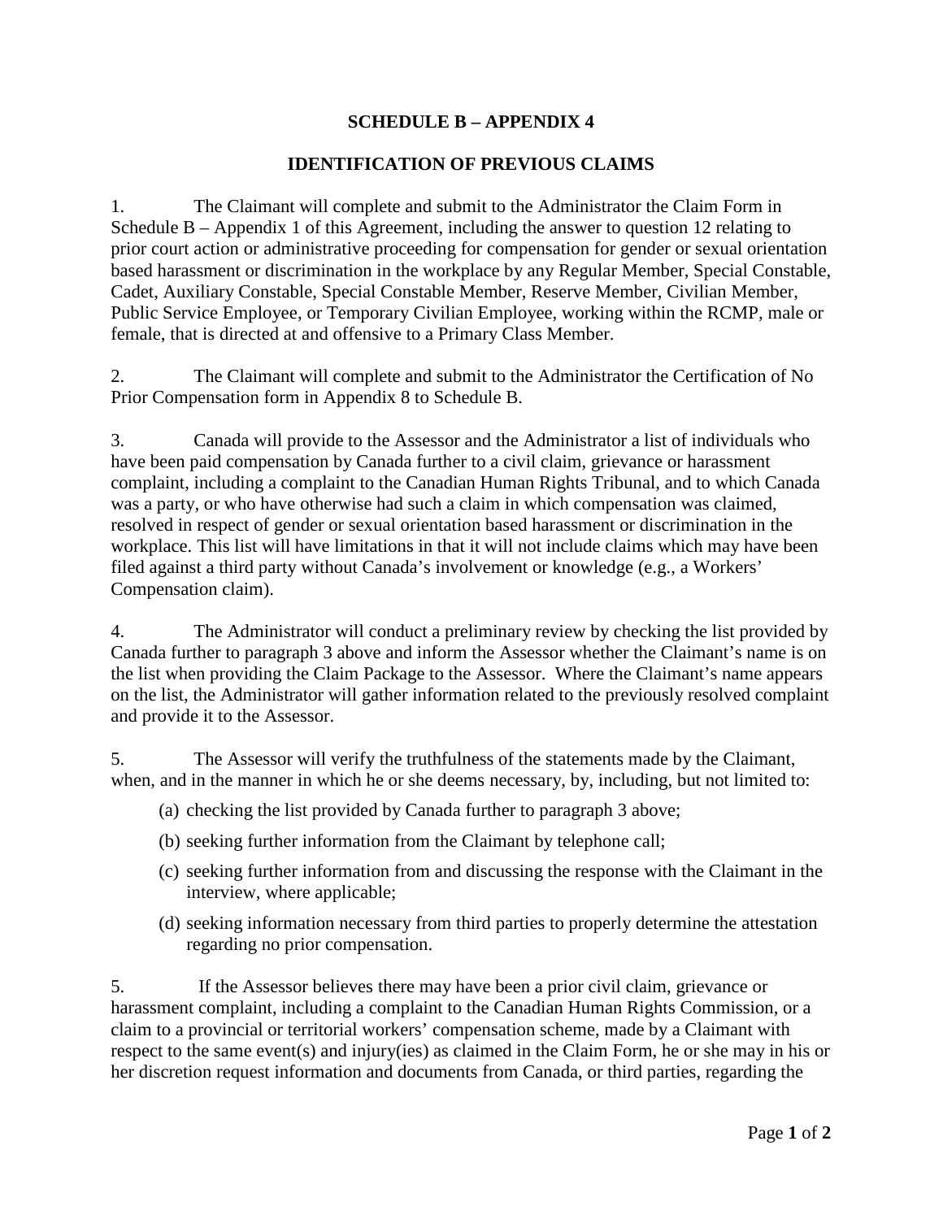# SCHEDULE B – APPENDIX 4

## IDENTIFICATION OF PREVIOUS CLAIMS

1. The Claimant will complete and submit to the Administrator the Claim Form in Schedule B – Appendix 1 of this Agreement, including the answer to question 12 relating to prior court action or administrative proceeding for compensation for gender or sexual orientation based harassment or discrimination in the workplace by any Regular Member, Special Constable, Cadet, Auxiliary Constable, Special Constable Member, Reserve Member, Civilian Member, Public Service Employee, or Temporary Civilian Employee, working within the RCMP, male or female, that is directed at and offensive to a Primary Class Member.

2. The Claimant will complete and submit to the Administrator the Certification of No Prior Compensation form in Appendix 8 to Schedule B.

3. Canada will provide to the Assessor and the Administrator a list of individuals who have been paid compensation by Canada further to a civil claim, grievance or harassment complaint, including a complaint to the Canadian Human Rights Tribunal, and to which Canada was a party, or who have otherwise had such a claim in which compensation was claimed, resolved in respect of gender or sexual orientation based harassment or discrimination in the workplace. This list will have limitations in that it will not include claims which may have been filed against a third party without Canada's involvement or knowledge (e.g., a Workers' Compensation claim).

4. The Administrator will conduct a preliminary review by checking the list provided by Canada further to paragraph 3 above and inform the Assessor whether the Claimant's name is on the list when providing the Claim Package to the Assessor. Where the Claimant's name appears on the list, the Administrator will gather information related to the previously resolved complaint and provide it to the Assessor.

5. The Assessor will verify the truthfulness of the statements made by the Claimant, when, and in the manner in which he or she deems necessary, by, including, but not limited to:

   (a) checking the list provided by Canada further to paragraph 3 above;

   (b) seeking further information from the Claimant by telephone call;

   (c) seeking further information from and discussing the response with the Claimant in the interview, where applicable;

   (d) seeking information necessary from third parties to properly determine the attestation regarding no prior compensation.

5. If the Assessor believes there may have been a prior civil claim, grievance or harassment complaint, including a complaint to the Canadian Human Rights Commission, or a claim to a provincial or territorial workers' compensation scheme, made by a Claimant with respect to the same event(s) and injury(ies) as claimed in the Claim Form, he or she may in his or her discretion request information and documents from Canada, or third parties, regarding the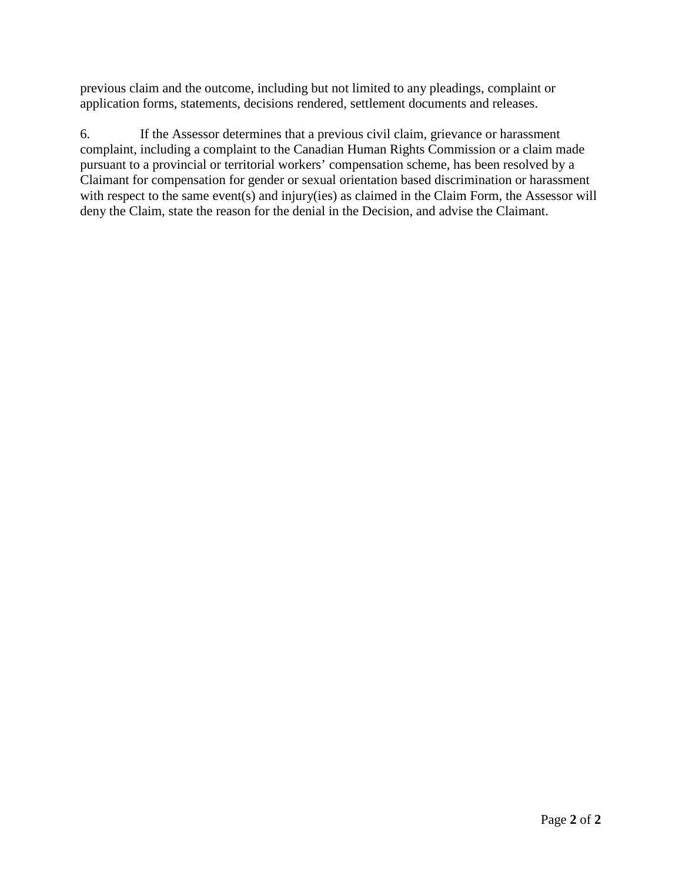previous claim and the outcome, including but not limited to any pleadings, complaint or application forms, statements, decisions rendered, settlement documents and releases.

6. If the Assessor determines that a previous civil claim, grievance or harassment complaint, including a complaint to the Canadian Human Rights Commission or a claim made pursuant to a provincial or territorial workers' compensation scheme, has been resolved by a Claimant for compensation for gender or sexual orientation based discrimination or harassment with respect to the same event(s) and injury(ies) as claimed in the Claim Form, the Assessor will deny the Claim, state the reason for the denial in the Decision, and advise the Claimant.